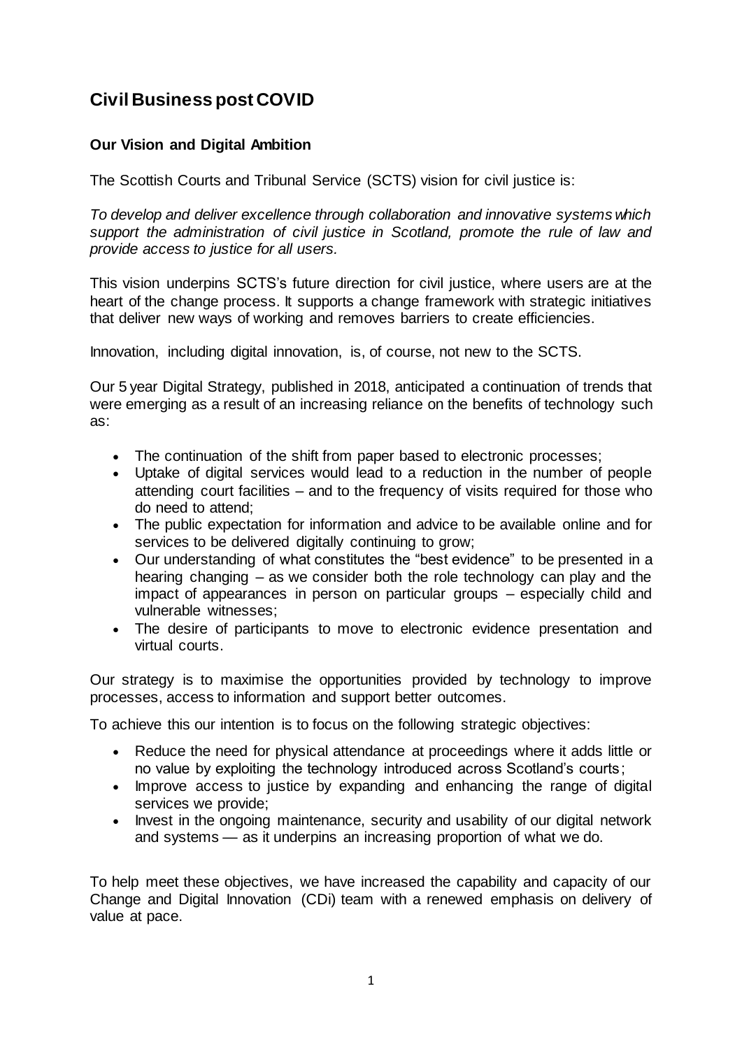# Civil Business post COVID

## Our Vision and Digital Ambition

The Scottish Courts and Tribunal Service (SCTS) vision for civil justice is:

*To develop and deliver excellence through collaboration and innovative systems which support the administration of civil justice in Scotland, promote the rule of law and provide access to justice for all users.*

This vision underpins SCTS's future direction for civil justice, where users are at the heart of the change process. It supports a change framework with strategic initiatives that deliver new ways of working and removes barriers to create efficiencies.

Innovation, including digital innovation, is, of course, not new to the SCTS.

Our 5 year Digital Strategy, published in 2018, anticipated a continuation of trends that were emerging as a result of an increasing reliance on the benefits of technology such as:

- The continuation of the shift from paper based to electronic processes;
- Uptake of digital services would lead to a reduction in the number of people attending court facilities – and to the frequency of visits required for those who do need to attend;
- The public expectation for information and advice to be available online and for services to be delivered digitally continuing to grow;
- Our understanding of what constitutes the "best evidence" to be presented in a hearing changing – as we consider both the role technology can play and the impact of appearances in person on particular groups – especially child and vulnerable witnesses;
- The desire of participants to move to electronic evidence presentation and virtual courts.

Our strategy is to maximise the opportunities provided by technology to improve processes, access to information and support better outcomes.

To achieve this our intention is to focus on the following strategic objectives:

- Reduce the need for physical attendance at proceedings where it adds little or no value by exploiting the technology introduced across Scotland's courts;
- Improve access to justice by expanding and enhancing the range of digital services we provide;
- Invest in the ongoing maintenance, security and usability of our digital network and systems — as it underpins an increasing proportion of what we do.

To help meet these objectives, we have increased the capability and capacity of our Change and Digital Innovation (CDi) team with a renewed emphasis on delivery of value at pace.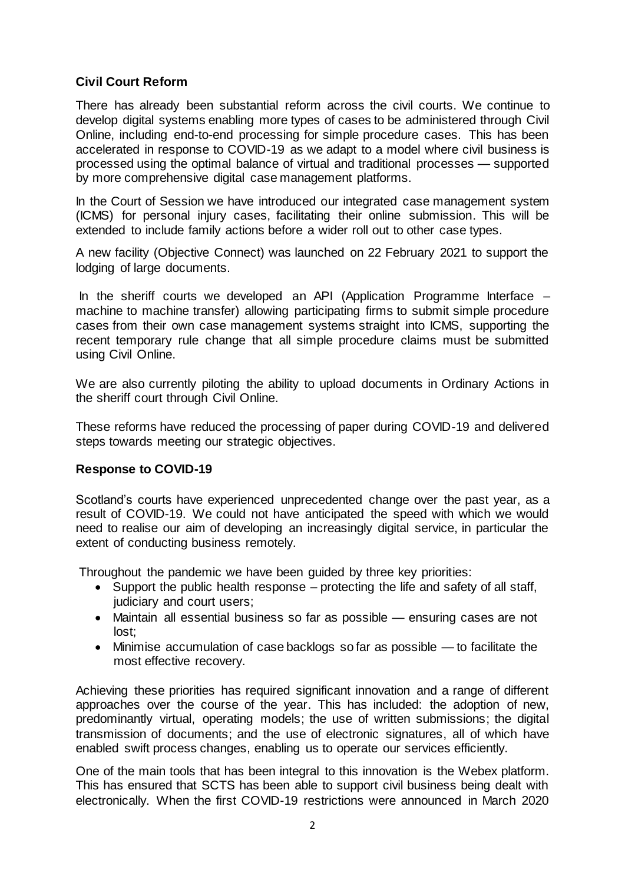## Civil Court Reform

There has already been substantial reform across the civil courts. We continue to develop digital systems enabling more types of cases to be administered through Civil Online, including end-to-end processing for simple procedure cases. This has been accelerated in response to COVID-19 as we adapt to a model where civil business is processed using the optimal balance of virtual and traditional processes — supported by more comprehensive digital case management platforms.

In the Court of Session we have introduced our integrated case management system (ICMS) for personal injury cases, facilitating their online submission. This will be extended to include family actions before a wider roll out to other case types.

A new facility (Objective Connect) was launched on 22 February 2021 to support the lodging of large documents.

In the sheriff courts we developed an API (Application Programme Interface – machine to machine transfer) allowing participating firms to submit simple procedure cases from their own case management systems straight into ICMS, supporting the recent temporary rule change that all simple procedure claims must be submitted using Civil Online.

We are also currently piloting the ability to upload documents in Ordinary Actions in the sheriff court through Civil Online.

These reforms have reduced the processing of paper during COVID-19 and delivered steps towards meeting our strategic objectives.

## Response to COVID-19

Scotland's courts have experienced unprecedented change over the past year, as a result of COVID-19. We could not have anticipated the speed with which we would need to realise our aim of developing an increasingly digital service, in particular the extent of conducting business remotely.

Throughout the pandemic we have been guided by three key priorities:

- Support the public health response – protecting the life and safety of all staff, judiciary and court users;
- Maintain all essential business so far as possible — ensuring cases are not lost;
- Minimise accumulation of case backlogs so far as possible — to facilitate the most effective recovery.

Achieving these priorities has required significant innovation and a range of different approaches over the course of the year. This has included: the adoption of new, predominantly virtual, operating models; the use of written submissions; the digital transmission of documents; and the use of electronic signatures, all of which have enabled swift process changes, enabling us to operate our services efficiently.

One of the main tools that has been integral to this innovation is the Webex platform. This has ensured that SCTS has been able to support civil business being dealt with electronically. When the first COVID-19 restrictions were announced in March 2020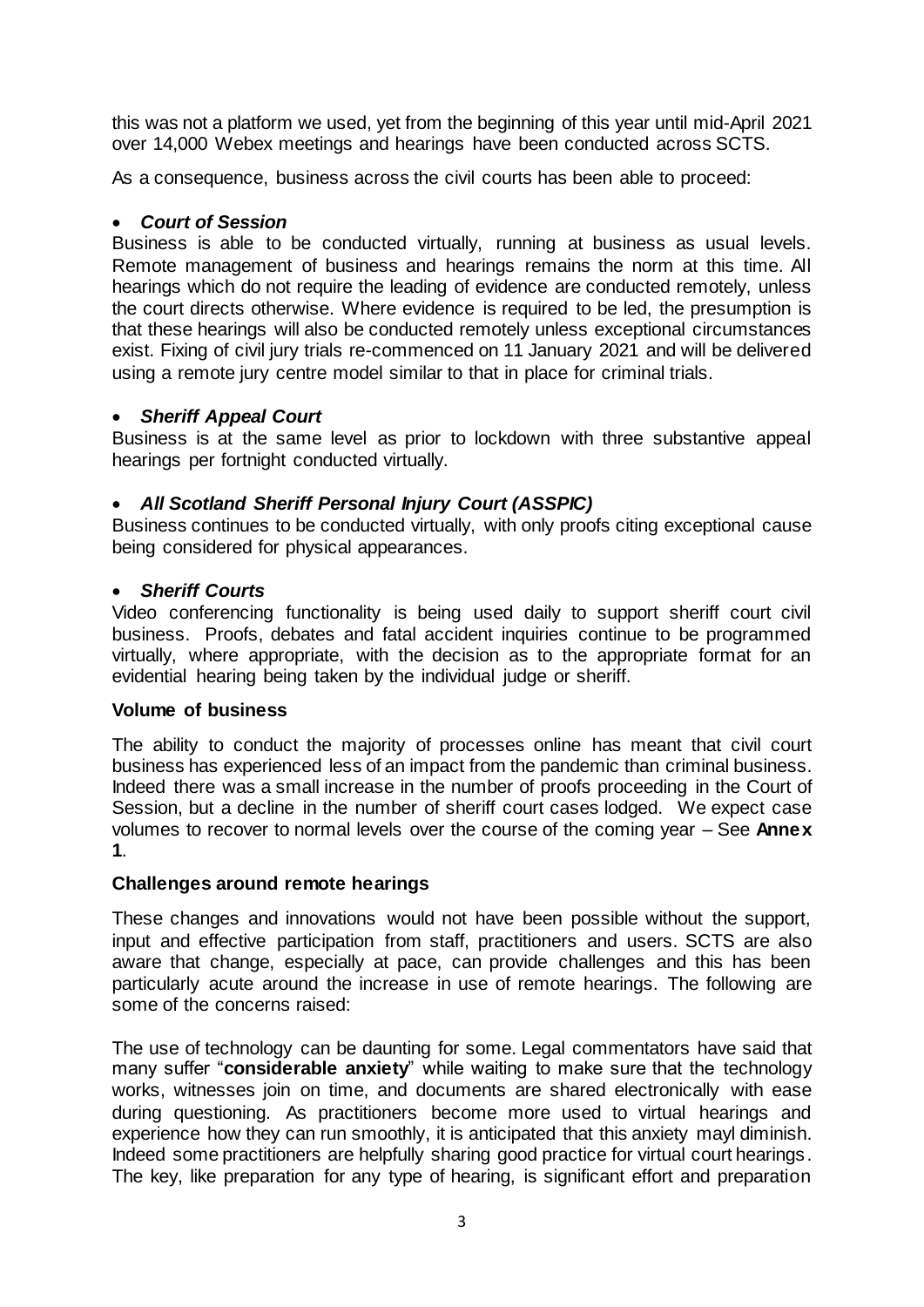this was not a platform we used, yet from the beginning of this year until mid-April 2021 over 14,000 Webex meetings and hearings have been conducted across SCTS.

As a consequence, business across the civil courts has been able to proceed:

- ***Court of Session***
  Business is able to be conducted virtually, running at business as usual levels. Remote management of business and hearings remains the norm at this time. All hearings which do not require the leading of evidence are conducted remotely, unless the court directs otherwise. Where evidence is required to be led, the presumption is that these hearings will also be conducted remotely unless exceptional circumstances exist. Fixing of civil jury trials re-commenced on 11 January 2021 and will be delivered using a remote jury centre model similar to that in place for criminal trials.

- ***Sheriff Appeal Court***
  Business is at the same level as prior to lockdown with three substantive appeal hearings per fortnight conducted virtually.

- ***All Scotland Sheriff Personal Injury Court (ASSPIC)***
  Business continues to be conducted virtually, with only proofs citing exceptional cause being considered for physical appearances.

- ***Sheriff Courts***
  Video conferencing functionality is being used daily to support sheriff court civil business. Proofs, debates and fatal accident inquiries continue to be programmed virtually, where appropriate, with the decision as to the appropriate format for an evidential hearing being taken by the individual judge or sheriff.

**Volume of business**

The ability to conduct the majority of processes online has meant that civil court business has experienced less of an impact from the pandemic than criminal business. Indeed there was a small increase in the number of proofs proceeding in the Court of Session, but a decline in the number of sheriff court cases lodged. We expect case volumes to recover to normal levels over the course of the coming year – See **Annex 1**.

**Challenges around remote hearings**

These changes and innovations would not have been possible without the support, input and effective participation from staff, practitioners and users. SCTS are also aware that change, especially at pace, can provide challenges and this has been particularly acute around the increase in use of remote hearings. The following are some of the concerns raised:

The use of technology can be daunting for some. Legal commentators have said that many suffer "**considerable anxiety**" while waiting to make sure that the technology works, witnesses join on time, and documents are shared electronically with ease during questioning. As practitioners become more used to virtual hearings and experience how they can run smoothly, it is anticipated that this anxiety mayl diminish. Indeed some practitioners are helpfully sharing good practice for virtual court hearings. The key, like preparation for any type of hearing, is significant effort and preparation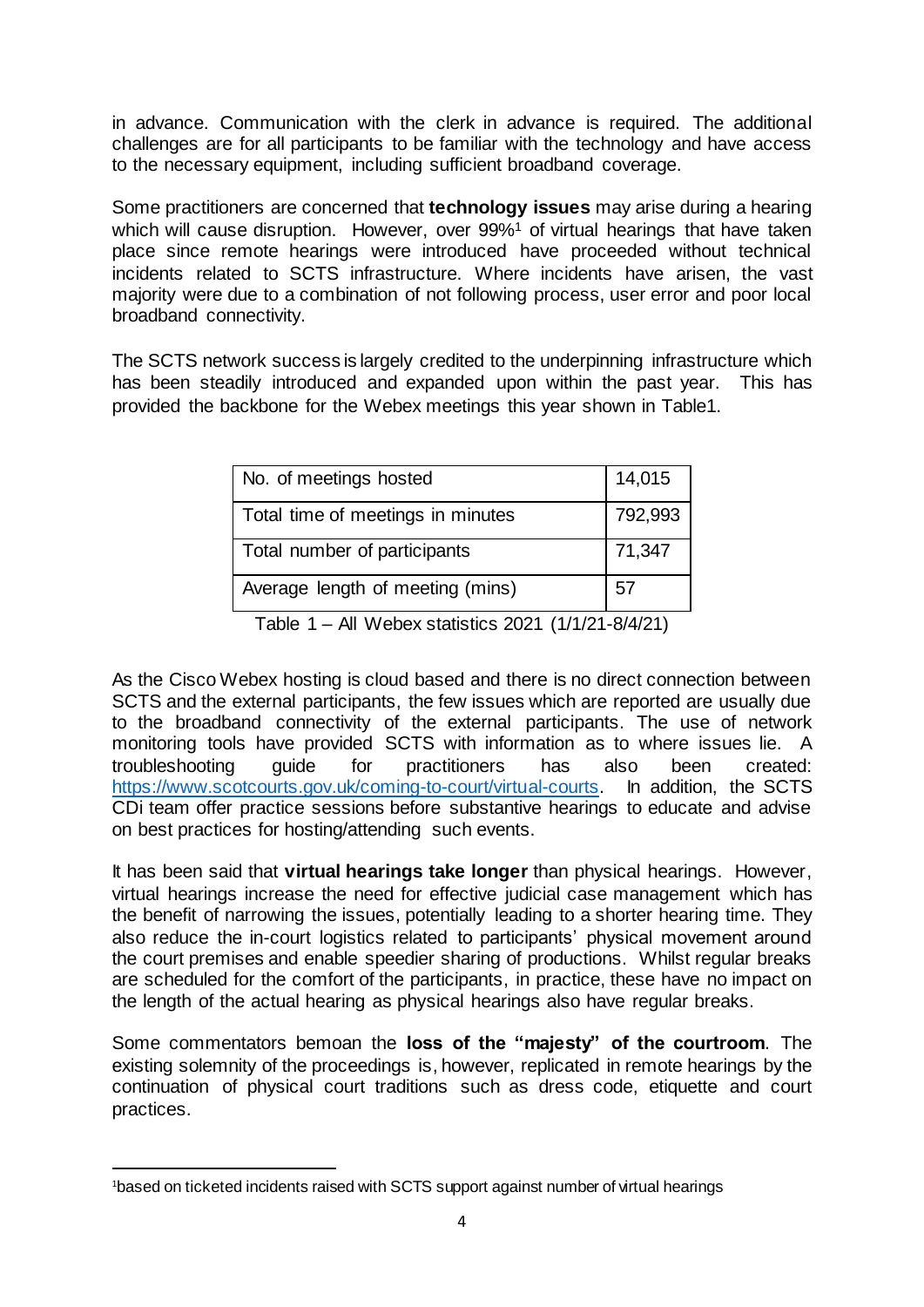in advance. Communication with the clerk in advance is required. The additional challenges are for all participants to be familiar with the technology and have access to the necessary equipment, including sufficient broadband coverage.

Some practitioners are concerned that **technology issues** may arise during a hearing which will cause disruption. However, over 99%[1] of virtual hearings that have taken place since remote hearings were introduced have proceeded without technical incidents related to SCTS infrastructure. Where incidents have arisen, the vast majority were due to a combination of not following process, user error and poor local broadband connectivity.

The SCTS network success is largely credited to the underpinning infrastructure which has been steadily introduced and expanded upon within the past year. This has provided the backbone for the Webex meetings this year shown in Table1.

| | |
|---|---|
| No. of meetings hosted | 14,015 |
| Total time of meetings in minutes | 792,993 |
| Total number of participants | 71,347 |
| Average length of meeting (mins) | 57 |

Table 1 – All Webex statistics 2021 (1/1/21-8/4/21)

As the Cisco Webex hosting is cloud based and there is no direct connection between SCTS and the external participants, the few issues which are reported are usually due to the broadband connectivity of the external participants. The use of network monitoring tools have provided SCTS with information as to where issues lie. A troubleshooting guide for practitioners has also been created: https://www.scotcourts.gov.uk/coming-to-court/virtual-courts. In addition, the SCTS CDi team offer practice sessions before substantive hearings to educate and advise on best practices for hosting/attending such events.

It has been said that **virtual hearings take longer** than physical hearings. However, virtual hearings increase the need for effective judicial case management which has the benefit of narrowing the issues, potentially leading to a shorter hearing time. They also reduce the in-court logistics related to participants' physical movement around the court premises and enable speedier sharing of productions. Whilst regular breaks are scheduled for the comfort of the participants, in practice, these have no impact on the length of the actual hearing as physical hearings also have regular breaks.

Some commentators bemoan the **loss of the "majesty" of the courtroom**. The existing solemnity of the proceedings is, however, replicated in remote hearings by the continuation of physical court traditions such as dress code, etiquette and court practices.

[1]based on ticketed incidents raised with SCTS support against number of virtual hearings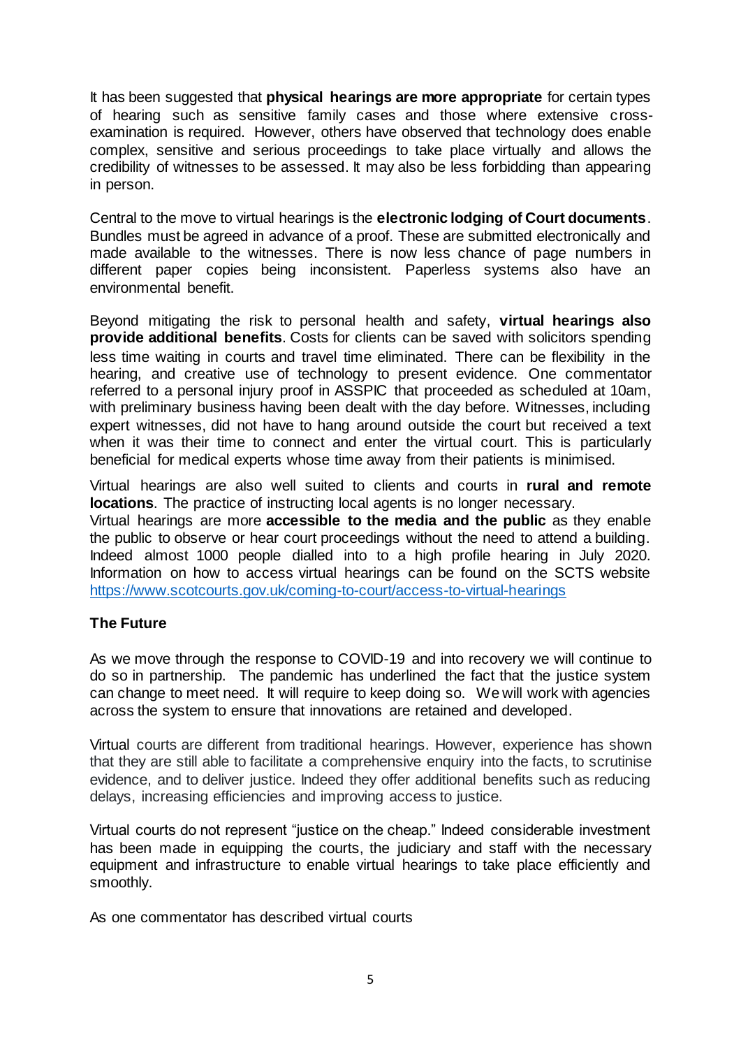It has been suggested that **physical hearings are more appropriate** for certain types of hearing such as sensitive family cases and those where extensive cross-examination is required. However, others have observed that technology does enable complex, sensitive and serious proceedings to take place virtually and allows the credibility of witnesses to be assessed. It may also be less forbidding than appearing in person.

Central to the move to virtual hearings is the **electronic lodging of Court documents**. Bundles must be agreed in advance of a proof. These are submitted electronically and made available to the witnesses. There is now less chance of page numbers in different paper copies being inconsistent. Paperless systems also have an environmental benefit.

Beyond mitigating the risk to personal health and safety, **virtual hearings also provide additional benefits**. Costs for clients can be saved with solicitors spending less time waiting in courts and travel time eliminated. There can be flexibility in the hearing, and creative use of technology to present evidence. One commentator referred to a personal injury proof in ASSPIC that proceeded as scheduled at 10am, with preliminary business having been dealt with the day before. Witnesses, including expert witnesses, did not have to hang around outside the court but received a text when it was their time to connect and enter the virtual court. This is particularly beneficial for medical experts whose time away from their patients is minimised.

Virtual hearings are also well suited to clients and courts in **rural and remote locations**. The practice of instructing local agents is no longer necessary.

Virtual hearings are more **accessible to the media and the public** as they enable the public to observe or hear court proceedings without the need to attend a building. Indeed almost 1000 people dialled into to a high profile hearing in July 2020. Information on how to access virtual hearings can be found on the SCTS website https://www.scotcourts.gov.uk/coming-to-court/access-to-virtual-hearings

**The Future**

As we move through the response to COVID-19 and into recovery we will continue to do so in partnership. The pandemic has underlined the fact that the justice system can change to meet need. It will require to keep doing so. We will work with agencies across the system to ensure that innovations are retained and developed.

Virtual courts are different from traditional hearings. However, experience has shown that they are still able to facilitate a comprehensive enquiry into the facts, to scrutinise evidence, and to deliver justice. Indeed they offer additional benefits such as reducing delays, increasing efficiencies and improving access to justice.

Virtual courts do not represent "justice on the cheap." Indeed considerable investment has been made in equipping the courts, the judiciary and staff with the necessary equipment and infrastructure to enable virtual hearings to take place efficiently and smoothly.

As one commentator has described virtual courts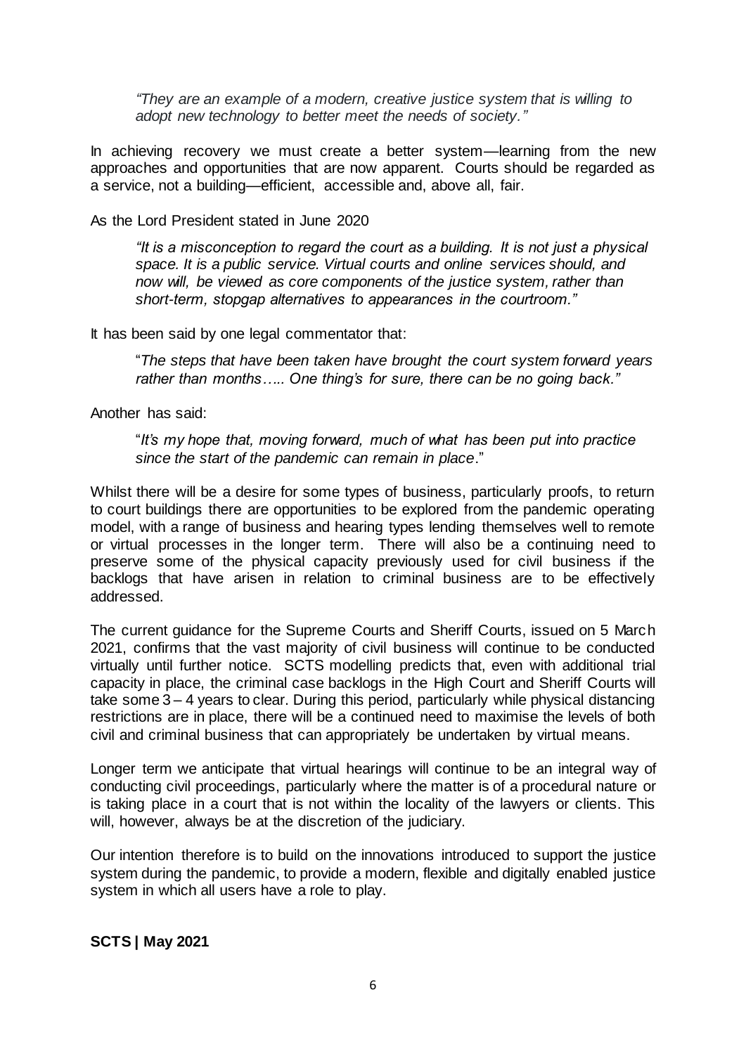*"They are an example of a modern, creative justice system that is willing to adopt new technology to better meet the needs of society."*

In achieving recovery we must create a better system—learning from the new approaches and opportunities that are now apparent. Courts should be regarded as a service, not a building—efficient, accessible and, above all, fair.

As the Lord President stated in June 2020

*"It is a misconception to regard the court as a building. It is not just a physical space. It is a public service. Virtual courts and online services should, and now will, be viewed as core components of the justice system, rather than short-term, stopgap alternatives to appearances in the courtroom."*

It has been said by one legal commentator that:

"*The steps that have been taken have brought the court system forward years rather than months….. One thing's for sure, there can be no going back."*

Another has said:

"*It's my hope that, moving forward, much of what has been put into practice since the start of the pandemic can remain in place*."

Whilst there will be a desire for some types of business, particularly proofs, to return to court buildings there are opportunities to be explored from the pandemic operating model, with a range of business and hearing types lending themselves well to remote or virtual processes in the longer term. There will also be a continuing need to preserve some of the physical capacity previously used for civil business if the backlogs that have arisen in relation to criminal business are to be effectively addressed.

The current guidance for the Supreme Courts and Sheriff Courts, issued on 5 March 2021, confirms that the vast majority of civil business will continue to be conducted virtually until further notice. SCTS modelling predicts that, even with additional trial capacity in place, the criminal case backlogs in the High Court and Sheriff Courts will take some 3 – 4 years to clear. During this period, particularly while physical distancing restrictions are in place, there will be a continued need to maximise the levels of both civil and criminal business that can appropriately be undertaken by virtual means.

Longer term we anticipate that virtual hearings will continue to be an integral way of conducting civil proceedings, particularly where the matter is of a procedural nature or is taking place in a court that is not within the locality of the lawyers or clients. This will, however, always be at the discretion of the judiciary.

Our intention therefore is to build on the innovations introduced to support the justice system during the pandemic, to provide a modern, flexible and digitally enabled justice system in which all users have a role to play.

**SCTS | May 2021**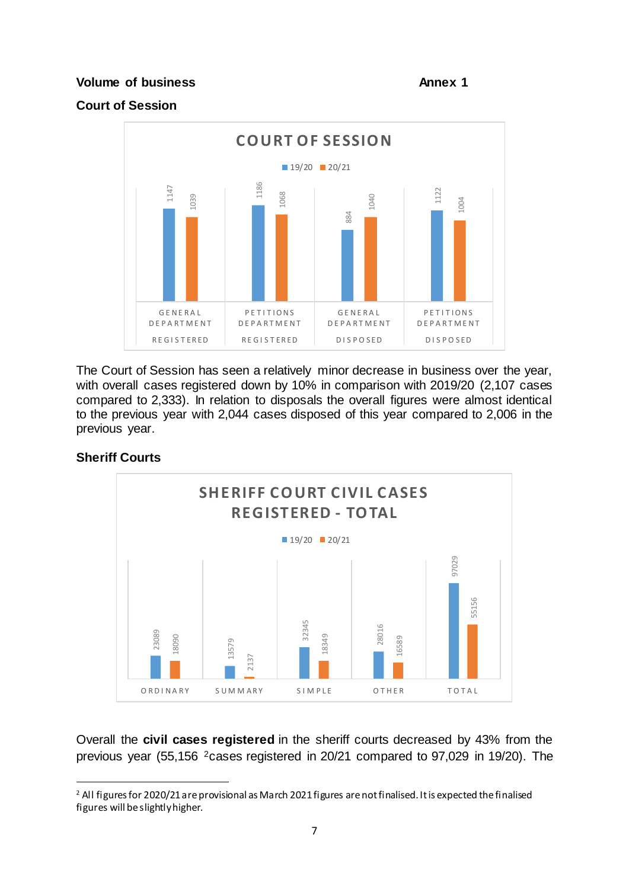**Volume of business** **Annex 1**

**Court of Session**

| COURT OF SESSION | 19/20 | 20/21 |
|---|---|---|
| General Department Registered | 1147 | 1039 |
| Petitions Department Registered | 1186 | 1068 |
| General Department Disposed | 884 | 1040 |
| Petitions Department Disposed | 1122 | 1004 |

The Court of Session has seen a relatively minor decrease in business over the year, with overall cases registered down by 10% in comparison with 2019/20 (2,107 cases compared to 2,333). In relation to disposals the overall figures were almost identical to the previous year with 2,044 cases disposed of this year compared to 2,006 in the previous year.

**Sheriff Courts**

| SHERIFF COURT CIVIL CASES REGISTERED - TOTAL | 19/20 | 20/21 |
|---|---|---|
| Ordinary | 23089 | 18090 |
| Summary | 13579 | 2137 |
| Simple | 32345 | 18349 |
| Other | 28016 | 16589 |
| Total | 97029 | 55156 |

Overall the **civil cases registered** in the sheriff courts decreased by 43% from the previous year (55,156 [2]cases registered in 20/21 compared to 97,029 in 19/20). The

[2] All figures for 2020/21 are provisional as March 2021 figures are not finalised. It is expected the finalised figures will be slightly higher.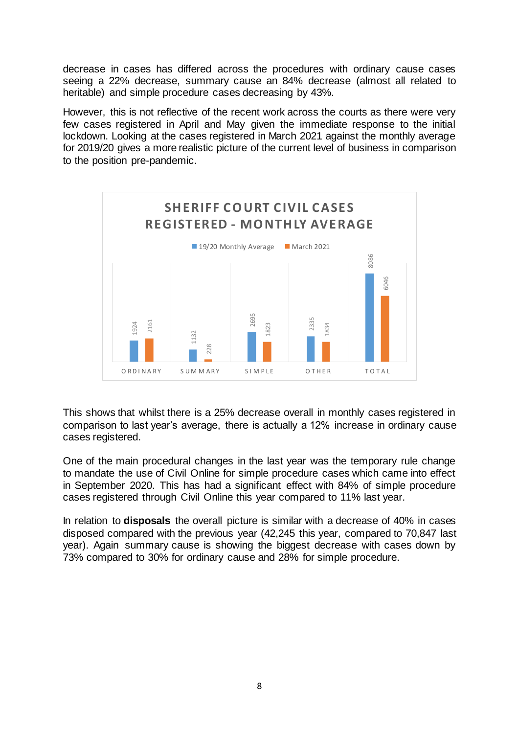decrease in cases has differed across the procedures with ordinary cause cases seeing a 22% decrease, summary cause an 84% decrease (almost all related to heritable) and simple procedure cases decreasing by 43%.

However, this is not reflective of the recent work across the courts as there were very few cases registered in April and May given the immediate response to the initial lockdown. Looking at the cases registered in March 2021 against the monthly average for 2019/20 gives a more realistic picture of the current level of business in comparison to the position pre-pandemic.

**SHERIFF COURT CIVIL CASES REGISTERED - MONTHLY AVERAGE**

| | ORDINARY | SUMMARY | SIMPLE | OTHER | TOTAL |
|---|---|---|---|---|---|
| 19/20 Monthly Average | 1924 | 1132 | 2695 | 2335 | 8086 |
| March 2021 | 2161 | 228 | 1823 | 1834 | 6046 |

This shows that whilst there is a 25% decrease overall in monthly cases registered in comparison to last year's average, there is actually a 12% increase in ordinary cause cases registered.

One of the main procedural changes in the last year was the temporary rule change to mandate the use of Civil Online for simple procedure cases which came into effect in September 2020. This has had a significant effect with 84% of simple procedure cases registered through Civil Online this year compared to 11% last year.

In relation to **disposals** the overall picture is similar with a decrease of 40% in cases disposed compared with the previous year (42,245 this year, compared to 70,847 last year). Again summary cause is showing the biggest decrease with cases down by 73% compared to 30% for ordinary cause and 28% for simple procedure.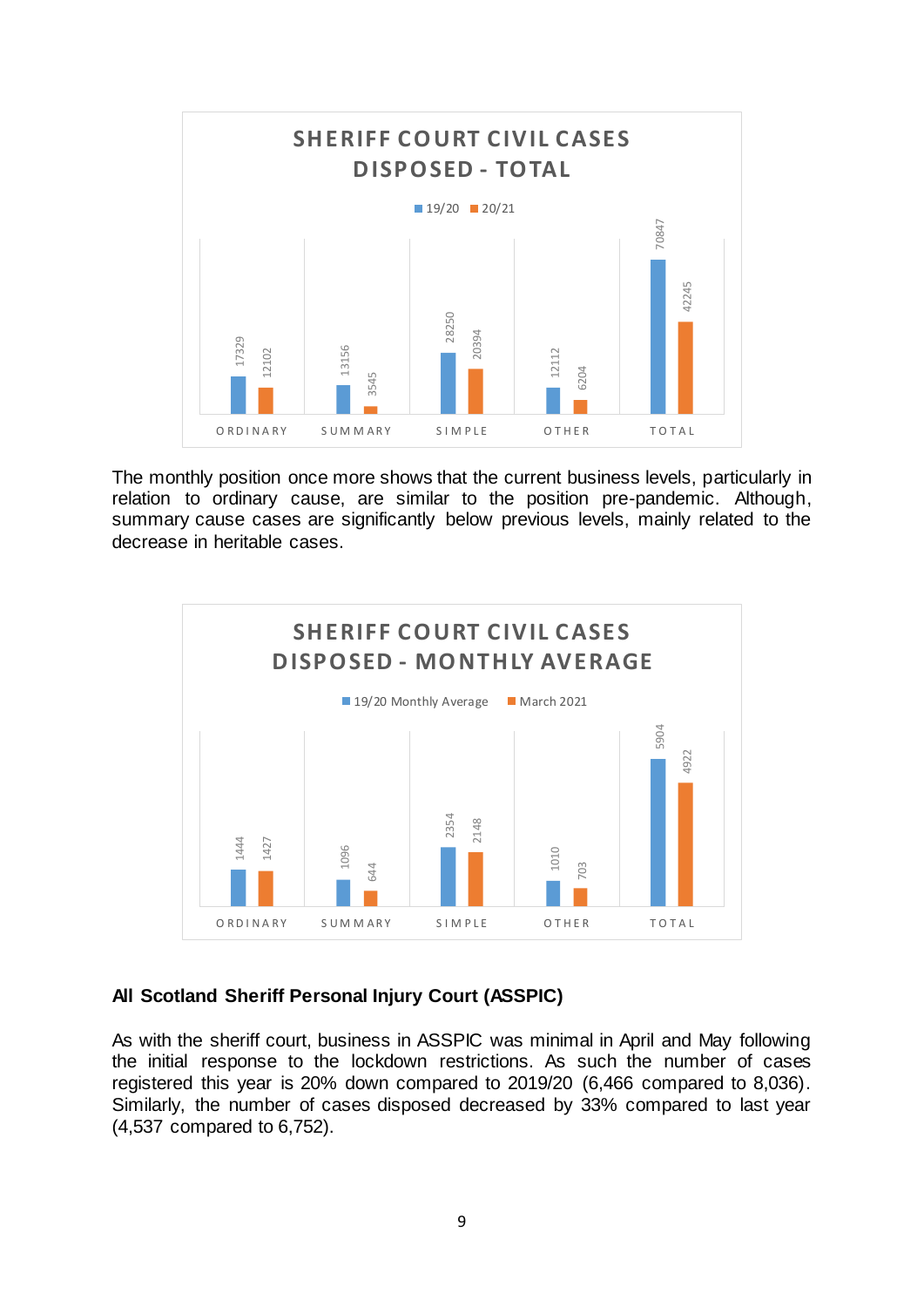**SHERIFF COURT CIVIL CASES DISPOSED - TOTAL**

| | 19/20 | 20/21 |
|---|---|---|
| ORDINARY | 17329 | 12102 |
| SUMMARY | 13156 | 3545 |
| SIMPLE | 28250 | 20394 |
| OTHER | 12112 | 6204 |
| TOTAL | 70847 | 42245 |

The monthly position once more shows that the current business levels, particularly in relation to ordinary cause, are similar to the position pre-pandemic. Although, summary cause cases are significantly below previous levels, mainly related to the decrease in heritable cases.

**SHERIFF COURT CIVIL CASES DISPOSED - MONTHLY AVERAGE**

| | 19/20 Monthly Average | March 2021 |
|---|---|---|
| ORDINARY | 1444 | 1427 |
| SUMMARY | 1096 | 644 |
| SIMPLE | 2354 | 2148 |
| OTHER | 1010 | 703 |
| TOTAL | 5904 | 4922 |

### All Scotland Sheriff Personal Injury Court (ASSPIC)

As with the sheriff court, business in ASSPIC was minimal in April and May following the initial response to the lockdown restrictions. As such the number of cases registered this year is 20% down compared to 2019/20 (6,466 compared to 8,036). Similarly, the number of cases disposed decreased by 33% compared to last year (4,537 compared to 6,752).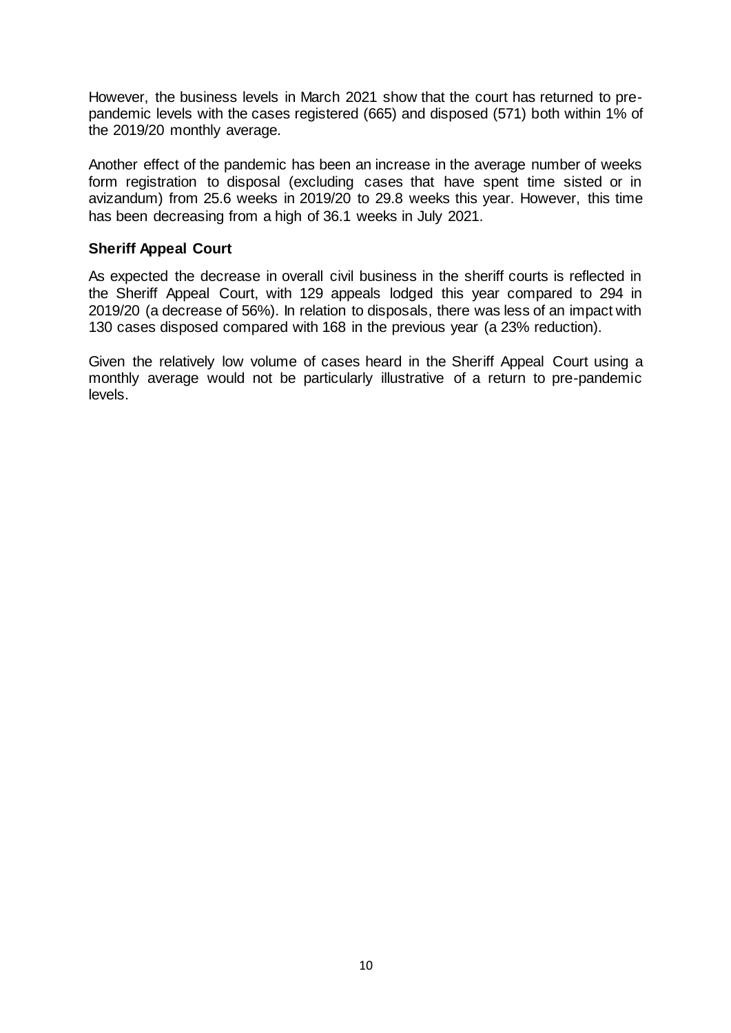However, the business levels in March 2021 show that the court has returned to pre-pandemic levels with the cases registered (665) and disposed (571) both within 1% of the 2019/20 monthly average.

Another effect of the pandemic has been an increase in the average number of weeks form registration to disposal (excluding cases that have spent time sisted or in avizandum) from 25.6 weeks in 2019/20 to 29.8 weeks this year. However, this time has been decreasing from a high of 36.1 weeks in July 2021.

**Sheriff Appeal Court**

As expected the decrease in overall civil business in the sheriff courts is reflected in the Sheriff Appeal Court, with 129 appeals lodged this year compared to 294 in 2019/20 (a decrease of 56%). In relation to disposals, there was less of an impact with 130 cases disposed compared with 168 in the previous year (a 23% reduction).

Given the relatively low volume of cases heard in the Sheriff Appeal Court using a monthly average would not be particularly illustrative of a return to pre-pandemic levels.